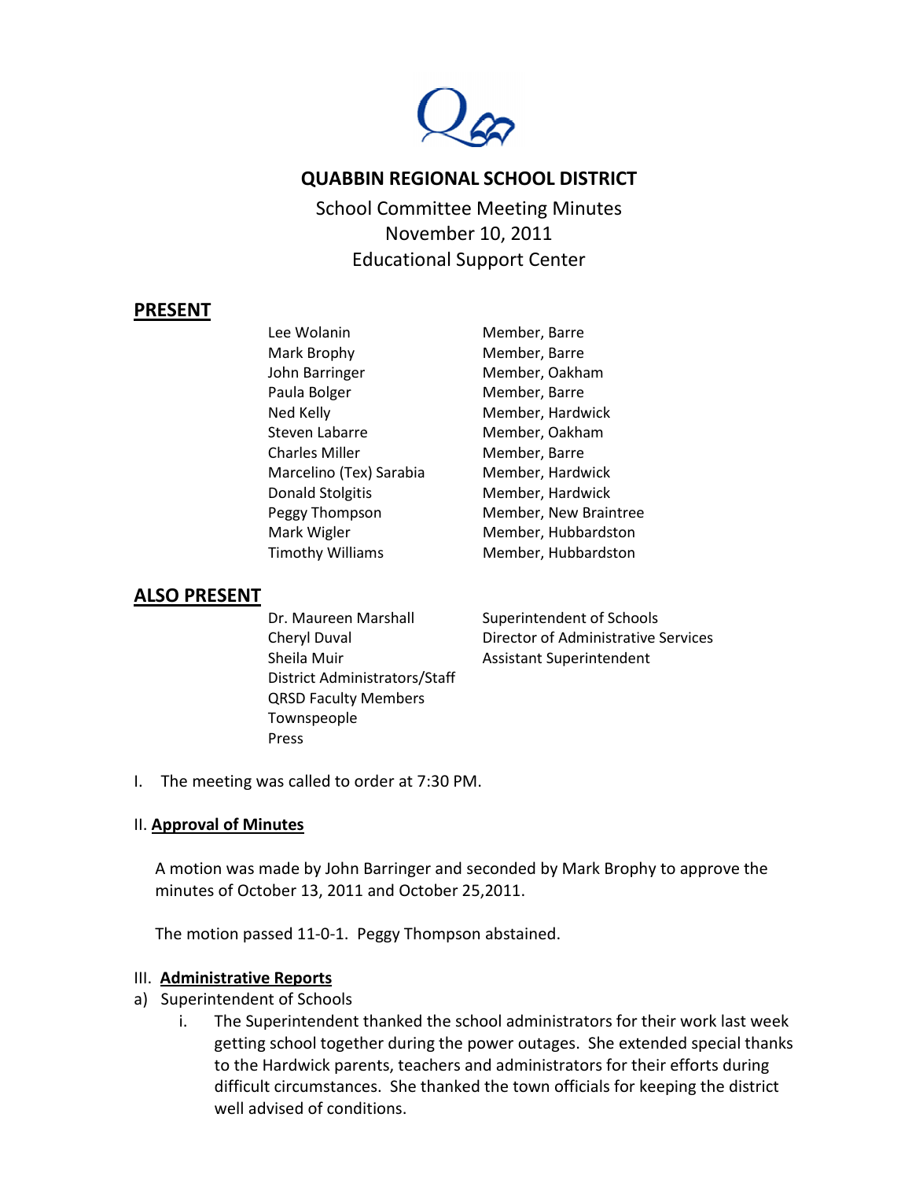# QUABBIN REGIONAL SCHOOL DISTRICT

School Committee Meeting Minutes
November 10, 2011
Educational Support Center

## PRESENT

| | |
|---|---|
| Lee Wolanin | Member, Barre |
| Mark Brophy | Member, Barre |
| John Barringer | Member, Oakham |
| Paula Bolger | Member, Barre |
| Ned Kelly | Member, Hardwick |
| Steven Labarre | Member, Oakham |
| Charles Miller | Member, Barre |
| Marcelino (Tex) Sarabia | Member, Hardwick |
| Donald Stolgitis | Member, Hardwick |
| Peggy Thompson | Member, New Braintree |
| Mark Wigler | Member, Hubbardston |
| Timothy Williams | Member, Hubbardston |

## ALSO PRESENT

| | |
|---|---|
| Dr. Maureen Marshall | Superintendent of Schools |
| Cheryl Duval | Director of Administrative Services |
| Sheila Muir | Assistant Superintendent |
| District Administrators/Staff | |
| QRSD Faculty Members | |
| Townspeople | |
| Press | |

I. The meeting was called to order at 7:30 PM.

II. **Approval of Minutes**

A motion was made by John Barringer and seconded by Mark Brophy to approve the minutes of October 13, 2011 and October 25,2011.

The motion passed 11-0-1. Peggy Thompson abstained.

III. **Administrative Reports**

a) Superintendent of Schools

   i. The Superintendent thanked the school administrators for their work last week getting school together during the power outages. She extended special thanks to the Hardwick parents, teachers and administrators for their efforts during difficult circumstances. She thanked the town officials for keeping the district well advised of conditions.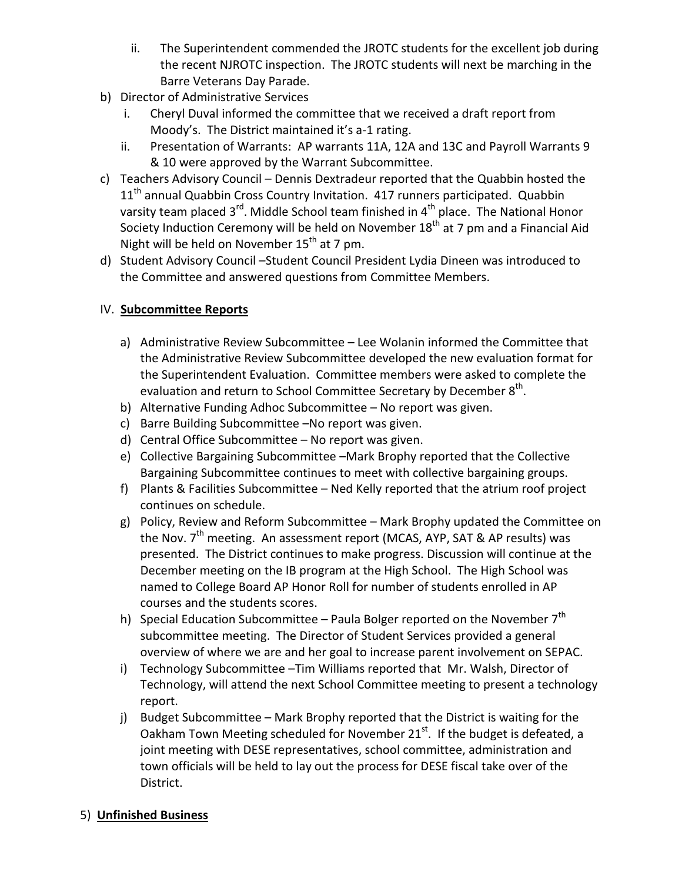ii. The Superintendent commended the JROTC students for the excellent job during the recent NJROTC inspection. The JROTC students will next be marching in the Barre Veterans Day Parade.

b) Director of Administrative Services
   i. Cheryl Duval informed the committee that we received a draft report from Moody's. The District maintained it's a-1 rating.
   ii. Presentation of Warrants: AP warrants 11A, 12A and 13C and Payroll Warrants 9 & 10 were approved by the Warrant Subcommittee.

c) Teachers Advisory Council – Dennis Dextradeur reported that the Quabbin hosted the 11th annual Quabbin Cross Country Invitation. 417 runners participated. Quabbin varsity team placed 3rd. Middle School team finished in 4th place. The National Honor Society Induction Ceremony will be held on November 18th at 7 pm and a Financial Aid Night will be held on November 15th at 7 pm.

d) Student Advisory Council –Student Council President Lydia Dineen was introduced to the Committee and answered questions from Committee Members.

IV. **Subcommittee Reports**

a) Administrative Review Subcommittee – Lee Wolanin informed the Committee that the Administrative Review Subcommittee developed the new evaluation format for the Superintendent Evaluation. Committee members were asked to complete the evaluation and return to School Committee Secretary by December 8th.
b) Alternative Funding Adhoc Subcommittee – No report was given.
c) Barre Building Subcommittee –No report was given.
d) Central Office Subcommittee – No report was given.
e) Collective Bargaining Subcommittee –Mark Brophy reported that the Collective Bargaining Subcommittee continues to meet with collective bargaining groups.
f) Plants & Facilities Subcommittee – Ned Kelly reported that the atrium roof project continues on schedule.
g) Policy, Review and Reform Subcommittee – Mark Brophy updated the Committee on the Nov. 7th meeting. An assessment report (MCAS, AYP, SAT & AP results) was presented. The District continues to make progress. Discussion will continue at the December meeting on the IB program at the High School. The High School was named to College Board AP Honor Roll for number of students enrolled in AP courses and the students scores.
h) Special Education Subcommittee – Paula Bolger reported on the November 7th subcommittee meeting. The Director of Student Services provided a general overview of where we are and her goal to increase parent involvement on SEPAC.
i) Technology Subcommittee –Tim Williams reported that Mr. Walsh, Director of Technology, will attend the next School Committee meeting to present a technology report.
j) Budget Subcommittee – Mark Brophy reported that the District is waiting for the Oakham Town Meeting scheduled for November 21st. If the budget is defeated, a joint meeting with DESE representatives, school committee, administration and town officials will be held to lay out the process for DESE fiscal take over of the District.

5) **Unfinished Business**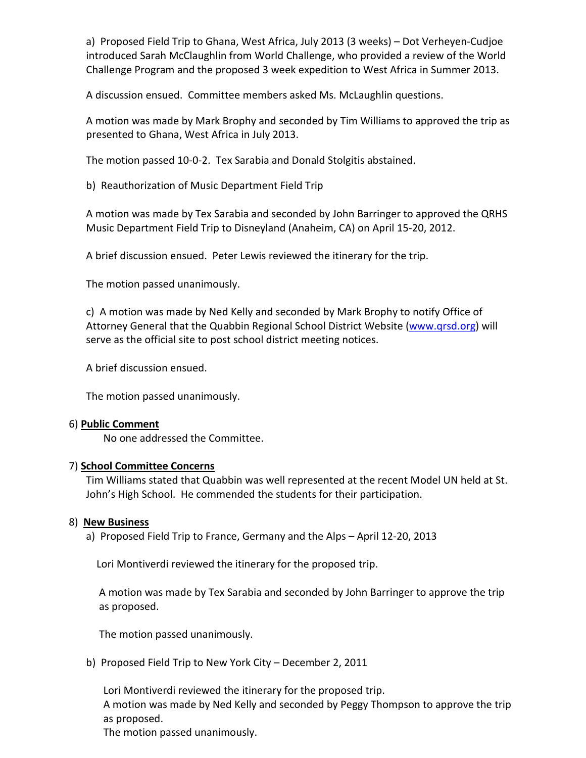a) Proposed Field Trip to Ghana, West Africa, July 2013 (3 weeks) – Dot Verheyen-Cudjoe introduced Sarah McClaughlin from World Challenge, who provided a review of the World Challenge Program and the proposed 3 week expedition to West Africa in Summer 2013.

A discussion ensued. Committee members asked Ms. McLaughlin questions.

A motion was made by Mark Brophy and seconded by Tim Williams to approved the trip as presented to Ghana, West Africa in July 2013.

The motion passed 10-0-2. Tex Sarabia and Donald Stolgitis abstained.

b) Reauthorization of Music Department Field Trip

A motion was made by Tex Sarabia and seconded by John Barringer to approved the QRHS Music Department Field Trip to Disneyland (Anaheim, CA) on April 15-20, 2012.

A brief discussion ensued. Peter Lewis reviewed the itinerary for the trip.

The motion passed unanimously.

c) A motion was made by Ned Kelly and seconded by Mark Brophy to notify Office of Attorney General that the Quabbin Regional School District Website (www.qrsd.org) will serve as the official site to post school district meeting notices.

A brief discussion ensued.

The motion passed unanimously.

6) **Public Comment**

No one addressed the Committee.

7) **School Committee Concerns**

Tim Williams stated that Quabbin was well represented at the recent Model UN held at St. John's High School. He commended the students for their participation.

8) **New Business**

a) Proposed Field Trip to France, Germany and the Alps – April 12-20, 2013

Lori Montiverdi reviewed the itinerary for the proposed trip.

A motion was made by Tex Sarabia and seconded by John Barringer to approve the trip as proposed.

The motion passed unanimously.

b) Proposed Field Trip to New York City – December 2, 2011

Lori Montiverdi reviewed the itinerary for the proposed trip.
A motion was made by Ned Kelly and seconded by Peggy Thompson to approve the trip as proposed.
The motion passed unanimously.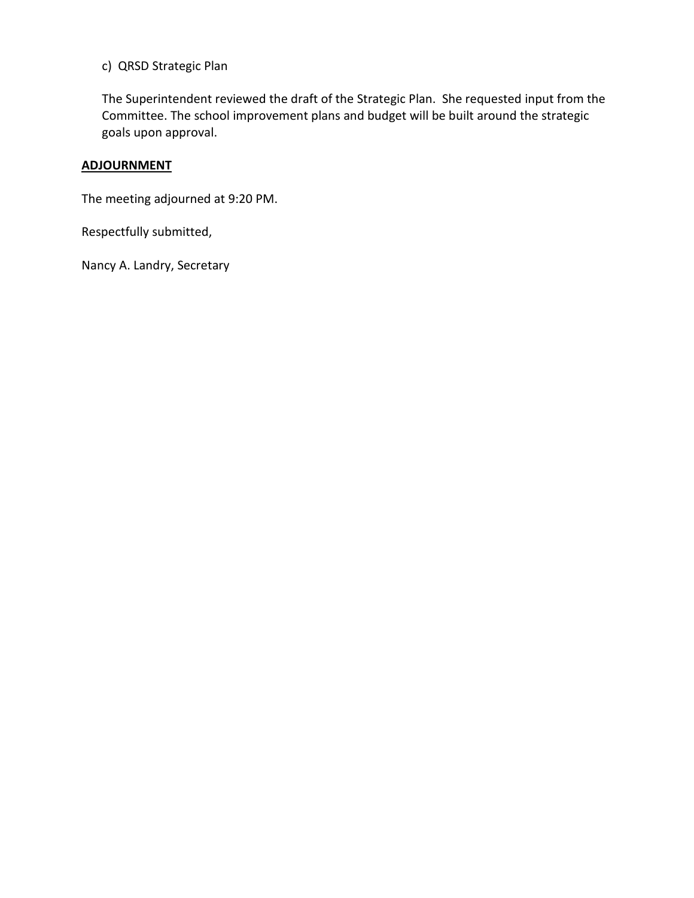c) QRSD Strategic Plan

The Superintendent reviewed the draft of the Strategic Plan. She requested input from the Committee. The school improvement plans and budget will be built around the strategic goals upon approval.

**ADJOURNMENT**

The meeting adjourned at 9:20 PM.

Respectfully submitted,

Nancy A. Landry, Secretary